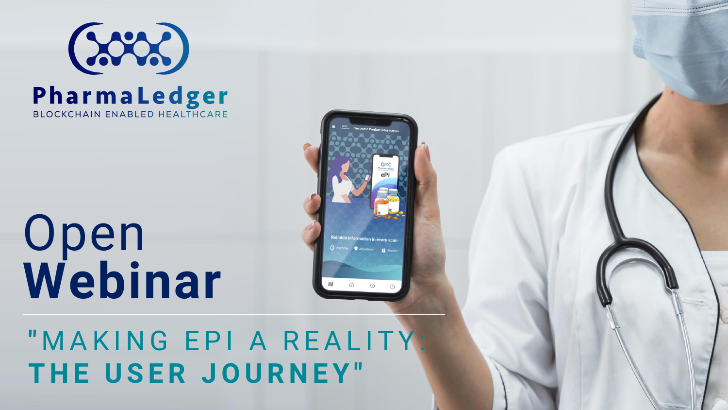PharmaLedger

BLOCKCHAIN ENABLED HEALTHCARE

# Open Webinar

## "MAKING EPI A REALITY: THE USER JOURNEY"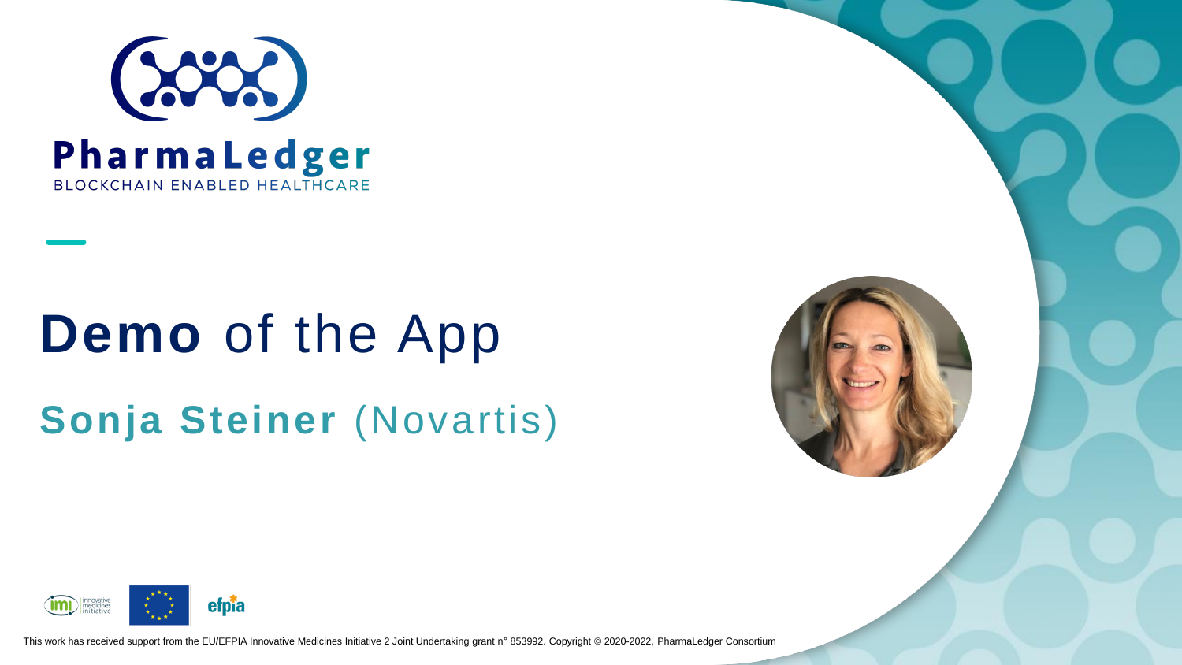PharmaLedger

BLOCKCHAIN ENABLED HEALTHCARE

# **Demo** of the App

## **Sonja Steiner** (Novartis)

This work has received support from the EU/EFPIA Innovative Medicines Initiative 2 Joint Undertaking grant n° 853992. Copyright © 2020-2022, PharmaLedger Consortium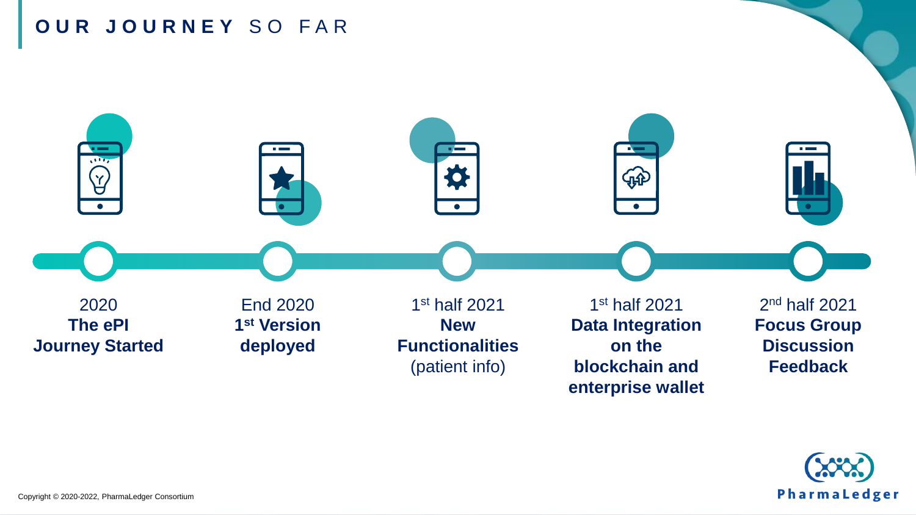# OUR JOURNEY SO FAR

- 2020
  **The ePI Journey Started**
- End 2020
  **1st Version deployed**
- 1st half 2021
  **New Functionalities** (patient info)
- 1st half 2021
  **Data Integration on the blockchain and enterprise wallet**
- 2nd half 2021
  **Focus Group Discussion Feedback**

Copyright © 2020-2022, PharmaLedger Consortium

PharmaLedger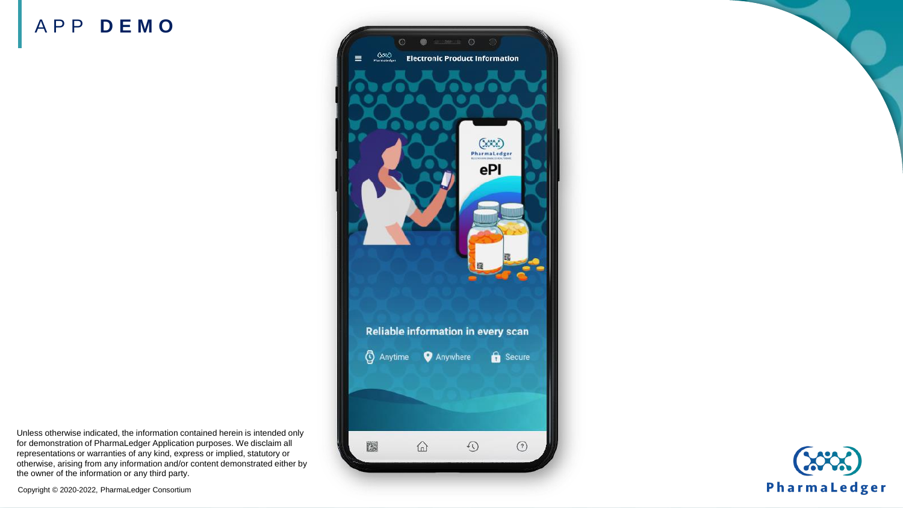# APP **DEMO**

Electronic Product Information

ePI

Reliable information in every scan

Anytime Anywhere Secure

Unless otherwise indicated, the information contained herein is intended only for demonstration of PharmaLedger Application purposes. We disclaim all representations or warranties of any kind, express or implied, statutory or otherwise, arising from any information and/or content demonstrated either by the owner of the information or any third party.

Copyright © 2020-2022, PharmaLedger Consortium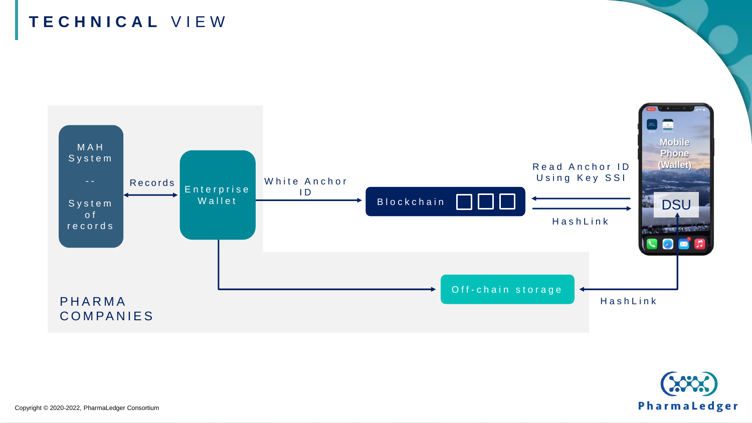# TECHNICAL VIEW

MAH System -- System of records

Records

Enterprise Wallet

White Anchor ID

Blockchain

Read Anchor ID Using Key SSI

HashLink

Mobile Phone (Wallet)

DSU

Off-chain storage

HashLink

PHARMA COMPANIES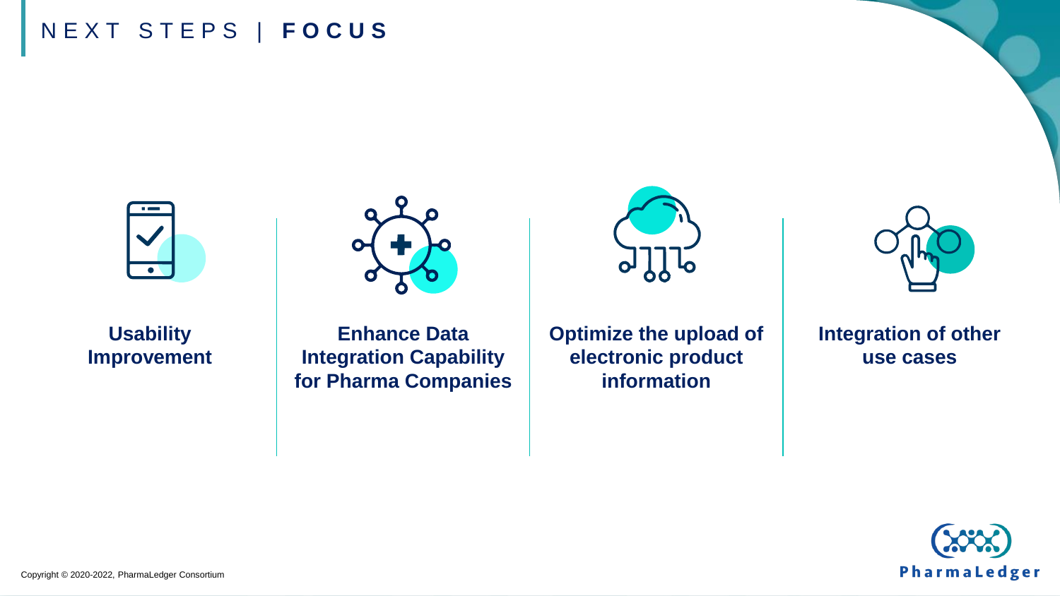# NEXT STEPS | FOCUS

- **Usability Improvement**
- **Enhance Data Integration Capability for Pharma Companies**
- **Optimize the upload of electronic product information**
- **Integration of other use cases**

Copyright © 2020-2022, PharmaLedger Consortium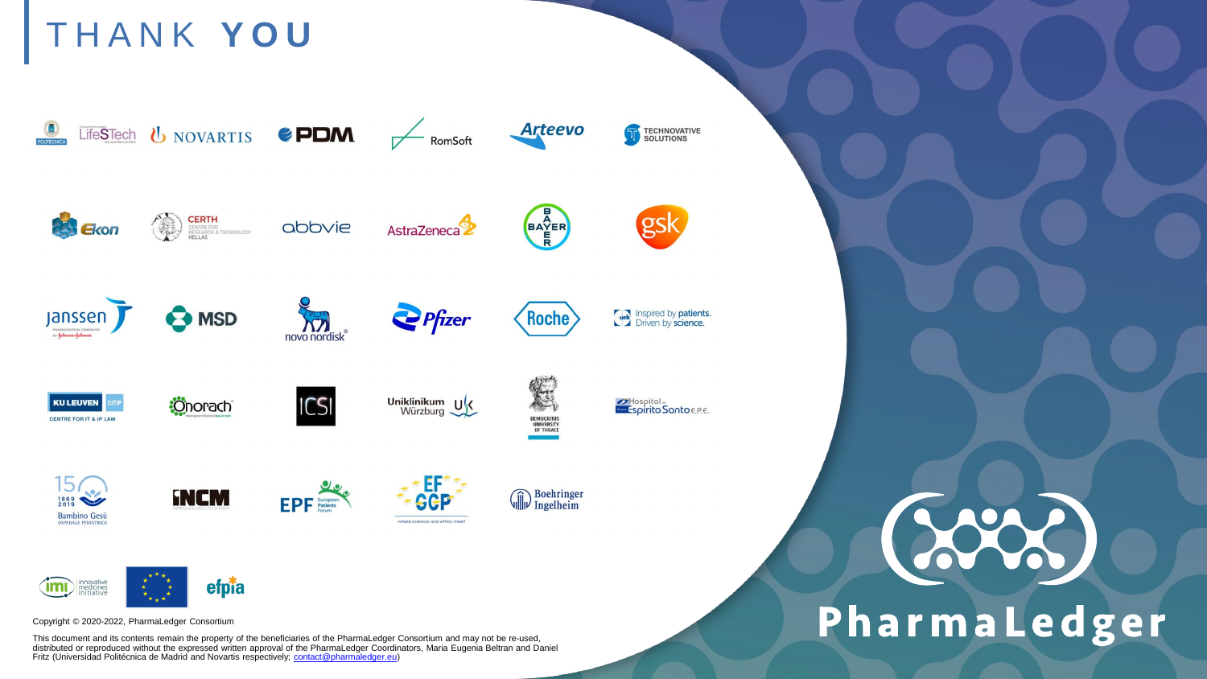# THANK YOU

Copyright © 2020-2022, PharmaLedger Consortium

This document and its contents remain the property of the beneficiaries of the PharmaLedger Consortium and may not be re-used, distributed or reproduced without the expressed written approval of the PharmaLedger Coordinators, Maria Eugenia Beltran and Daniel Fritz (Universidad Politécnica de Madrid and Novartis respectively; contact@pharmaledger.eu)